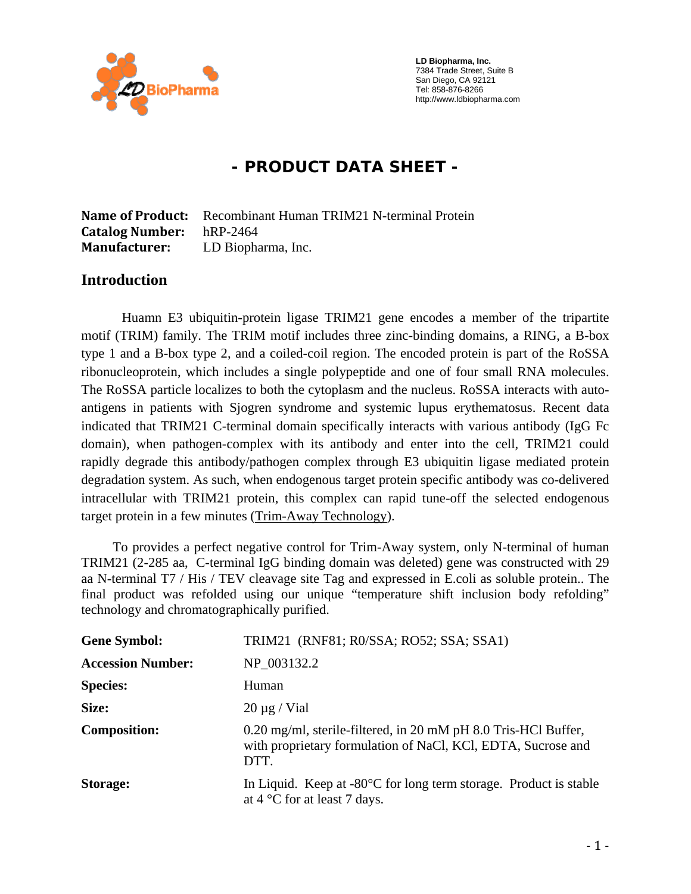**LD Biopharma, Inc.**
7384 Trade Street, Suite B
San Diego, CA 92121
Tel: 858-876-8266
http://www.ldbiopharma.com

# - PRODUCT DATA SHEET -

**Name of Product:** Recombinant Human TRIM21 N-terminal Protein
**Catalog Number:** hRP-2464
**Manufacturer:** LD Biopharma, Inc.

## Introduction

Huamn E3 ubiquitin-protein ligase TRIM21 gene encodes a member of the tripartite motif (TRIM) family. The TRIM motif includes three zinc-binding domains, a RING, a B-box type 1 and a B-box type 2, and a coiled-coil region. The encoded protein is part of the RoSSA ribonucleoprotein, which includes a single polypeptide and one of four small RNA molecules. The RoSSA particle localizes to both the cytoplasm and the nucleus. RoSSA interacts with auto-antigens in patients with Sjogren syndrome and systemic lupus erythematosus. Recent data indicated that TRIM21 C-terminal domain specifically interacts with various antibody (IgG Fc domain), when pathogen-complex with its antibody and enter into the cell, TRIM21 could rapidly degrade this antibody/pathogen complex through E3 ubiquitin ligase mediated protein degradation system. As such, when endogenous target protein specific antibody was co-delivered intracellular with TRIM21 protein, this complex can rapid tune-off the selected endogenous target protein in a few minutes (Trim-Away Technology).

To provides a perfect negative control for Trim-Away system, only N-terminal of human TRIM21 (2-285 aa, C-terminal IgG binding domain was deleted) gene was constructed with 29 aa N-terminal T7 / His / TEV cleavage site Tag and expressed in E.coli as soluble protein.. The final product was refolded using our unique "temperature shift inclusion body refolding" technology and chromatographically purified.

| | |
|---|---|
| **Gene Symbol:** | TRIM21 (RNF81; R0/SSA; RO52; SSA; SSA1) |
| **Accession Number:** | NP_003132.2 |
| **Species:** | Human |
| **Size:** | 20 µg / Vial |
| **Composition:** | 0.20 mg/ml, sterile-filtered, in 20 mM pH 8.0 Tris-HCl Buffer, with proprietary formulation of NaCl, KCl, EDTA, Sucrose and DTT. |
| **Storage:** | In Liquid. Keep at -80°C for long term storage. Product is stable at 4 °C for at least 7 days. |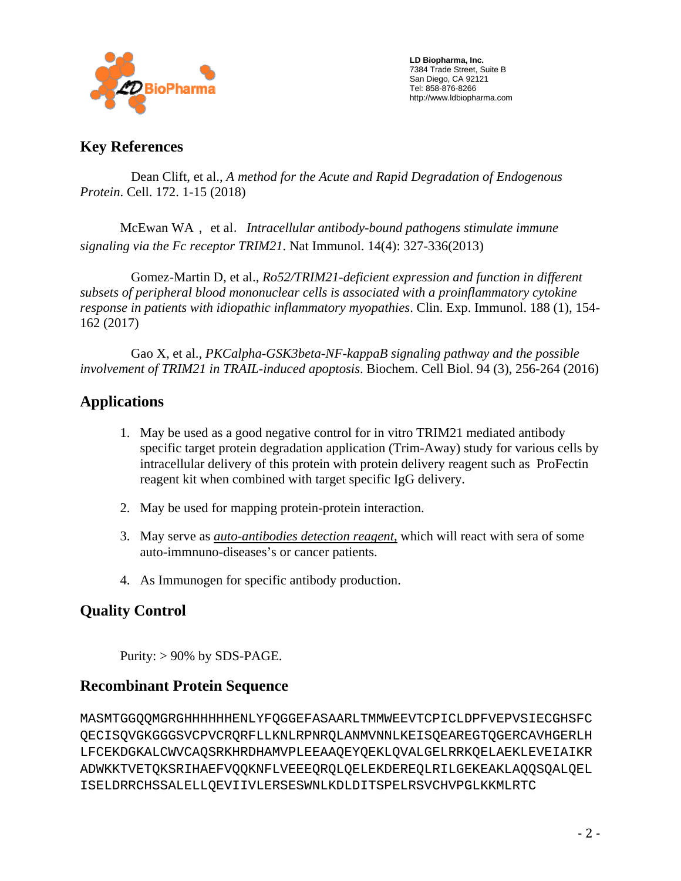**LD Biopharma, Inc.**
7384 Trade Street, Suite B
San Diego, CA 92121
Tel: 858-876-8266
http://www.ldbiopharma.com

## Key References

Dean Clift, et al., *A method for the Acute and Rapid Degradation of Endogenous Protein*. Cell. 172. 1-15 (2018)

McEwan WA , et al. *Intracellular antibody-bound pathogens stimulate immune signaling via the Fc receptor TRIM21*. Nat Immunol. 14(4): 327-336(2013)

Gomez-Martin D, et al., *Ro52/TRIM21-deficient expression and function in different subsets of peripheral blood mononuclear cells is associated with a proinflammatory cytokine response in patients with idiopathic inflammatory myopathies*. Clin. Exp. Immunol. 188 (1), 154-162 (2017)

Gao X, et al., *PKCalpha-GSK3beta-NF-kappaB signaling pathway and the possible involvement of TRIM21 in TRAIL-induced apoptosis*. Biochem. Cell Biol. 94 (3), 256-264 (2016)

## Applications

1. May be used as a good negative control for in vitro TRIM21 mediated antibody specific target protein degradation application (Trim-Away) study for various cells by intracellular delivery of this protein with protein delivery reagent such as ProFectin reagent kit when combined with target specific IgG delivery.

2. May be used for mapping protein-protein interaction.

3. May serve as *auto-antibodies detection reagent,* which will react with sera of some auto-immnuno-diseases's or cancer patients.

4. As Immunogen for specific antibody production.

## Quality Control

Purity: > 90% by SDS-PAGE.

## Recombinant Protein Sequence

```
MASMTGGQQMGRGHHHHHHENLYFQGGEFASAARLTMMWEEVTCPICLDPFVEPVSIECGHSFC
QECISQVGKGGGSVCPVCRQRFLLKNLRPNRQLANMVNNLKEISQEAREGTQGERCAVHGERLH
LFCEKDGKALCWVCAQSRKHRDHAMVPLEEAAQEYQEKLQVALGELRRKQELAEKLEVEIAIKR
ADWKKTVETQKSRIHAEFVQQKNFLVEEEQRQLQELEKDEREQLRILGEKEAKLAQQSQALQEL
ISELDRRCHSSALELLQEVIIVLERSESWNLKDLDITSPELRSVCHVPGLKKMLRTC
```